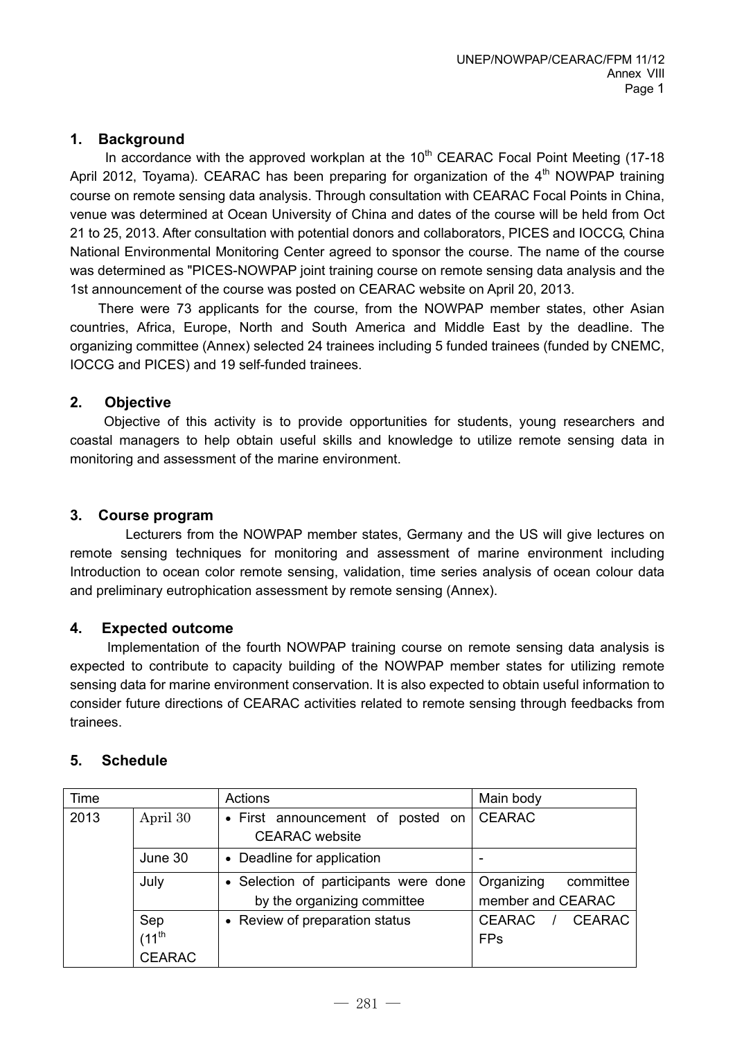## 1. Background

In accordance with the approved workplan at the 10th CEARAC Focal Point Meeting (17-18 April 2012, Toyama). CEARAC has been preparing for organization of the 4th NOWPAP training course on remote sensing data analysis. Through consultation with CEARAC Focal Points in China, venue was determined at Ocean University of China and dates of the course will be held from Oct 21 to 25, 2013. After consultation with potential donors and collaborators, PICES and IOCCG, China National Environmental Monitoring Center agreed to sponsor the course. The name of the course was determined as "PICES-NOWPAP joint training course on remote sensing data analysis and the 1st announcement of the course was posted on CEARAC website on April 20, 2013.

There were 73 applicants for the course, from the NOWPAP member states, other Asian countries, Africa, Europe, North and South America and Middle East by the deadline. The organizing committee (Annex) selected 24 trainees including 5 funded trainees (funded by CNEMC, IOCCG and PICES) and 19 self-funded trainees.

## 2. Objective

Objective of this activity is to provide opportunities for students, young researchers and coastal managers to help obtain useful skills and knowledge to utilize remote sensing data in monitoring and assessment of the marine environment.

## 3. Course program

Lecturers from the NOWPAP member states, Germany and the US will give lectures on remote sensing techniques for monitoring and assessment of marine environment including Introduction to ocean color remote sensing, validation, time series analysis of ocean colour data and preliminary eutrophication assessment by remote sensing (Annex).

## 4. Expected outcome

Implementation of the fourth NOWPAP training course on remote sensing data analysis is expected to contribute to capacity building of the NOWPAP member states for utilizing remote sensing data for marine environment conservation. It is also expected to obtain useful information to consider future directions of CEARAC activities related to remote sensing through feedbacks from trainees.

## 5. Schedule

| Time | | Actions | Main body |
|---|---|---|---|
| 2013 | April 30 | • First announcement of posted on CEARAC website | CEARAC |
| | June 30 | • Deadline for application | - |
| | July | • Selection of participants were done by the organizing committee | Organizing committee member and CEARAC |
| | Sep (11th CEARAC | • Review of preparation status | CEARAC / CEARAC FPs |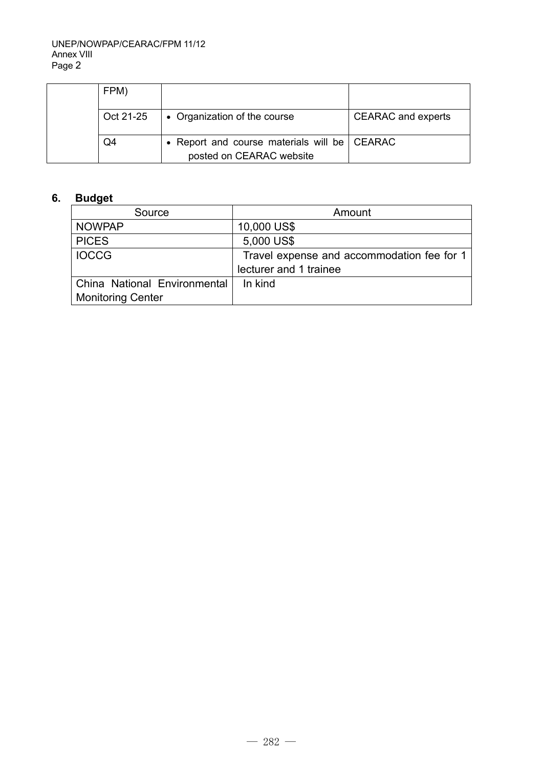| | FPM) | | |
|---|---|---|---|
| | Oct 21-25 | • Organization of the course | CEARAC and experts |
| | Q4 | • Report and course materials will be posted on CEARAC website | CEARAC |

## 6. Budget

| Source | Amount |
|---|---|
| NOWPAP | 10,000 US$ |
| PICES | 5,000 US$ |
| IOCCG | Travel expense and accommodation fee for 1 lecturer and 1 trainee |
| China National Environmental Monitoring Center | In kind |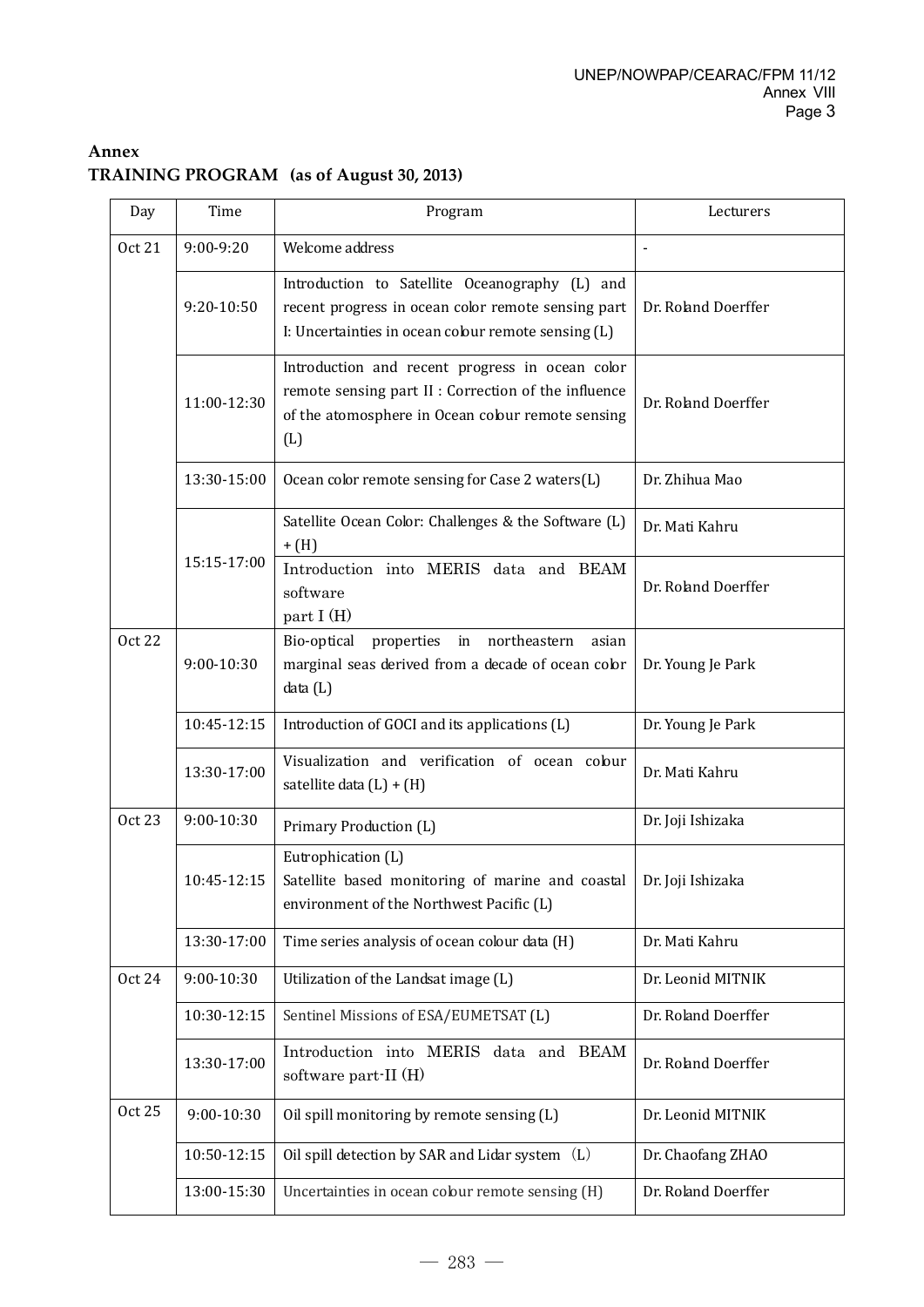**Annex**
**TRAINING PROGRAM (as of August 30, 2013)**

| Day | Time | Program | Lecturers |
|---|---|---|---|
| Oct 21 | 9:00-9:20 | Welcome address | - |
| | 9:20-10:50 | Introduction to Satellite Oceanography (L) and recent progress in ocean color remote sensing part I: Uncertainties in ocean colour remote sensing (L) | Dr. Roland Doerffer |
| | 11:00-12:30 | Introduction and recent progress in ocean color remote sensing part II : Correction of the influence of the atomosphere in Ocean colour remote sensing (L) | Dr. Roland Doerffer |
| | 13:30-15:00 | Ocean color remote sensing for Case 2 waters(L) | Dr. Zhihua Mao |
| | 15:15-17:00 | Satellite Ocean Color: Challenges & the Software (L) + (H) | Dr. Mati Kahru |
| | | Introduction into MERIS data and BEAM software part I (H) | Dr. Roland Doerffer |
| Oct 22 | 9:00-10:30 | Bio-optical properties in northeastern asian marginal seas derived from a decade of ocean color data (L) | Dr. Young Je Park |
| | 10:45-12:15 | Introduction of GOCI and its applications (L) | Dr. Young Je Park |
| | 13:30-17:00 | Visualization and verification of ocean colour satellite data (L) + (H) | Dr. Mati Kahru |
| Oct 23 | 9:00-10:30 | Primary Production (L) | Dr. Joji Ishizaka |
| | 10:45-12:15 | Eutrophication (L)<br>Satellite based monitoring of marine and coastal environment of the Northwest Pacific (L) | Dr. Joji Ishizaka |
| | 13:30-17:00 | Time series analysis of ocean colour data (H) | Dr. Mati Kahru |
| Oct 24 | 9:00-10:30 | Utilization of the Landsat image (L) | Dr. Leonid MITNIK |
| | 10:30-12:15 | Sentinel Missions of ESA/EUMETSAT (L) | Dr. Roland Doerffer |
| | 13:30-17:00 | Introduction into MERIS data and BEAM software part-II (H) | Dr. Roland Doerffer |
| Oct 25 | 9:00-10:30 | Oil spill monitoring by remote sensing (L) | Dr. Leonid MITNIK |
| | 10:50-12:15 | Oil spill detection by SAR and Lidar system (L) | Dr. Chaofang ZHAO |
| | 13:00-15:30 | Uncertainties in ocean colour remote sensing (H) | Dr. Roland Doerffer |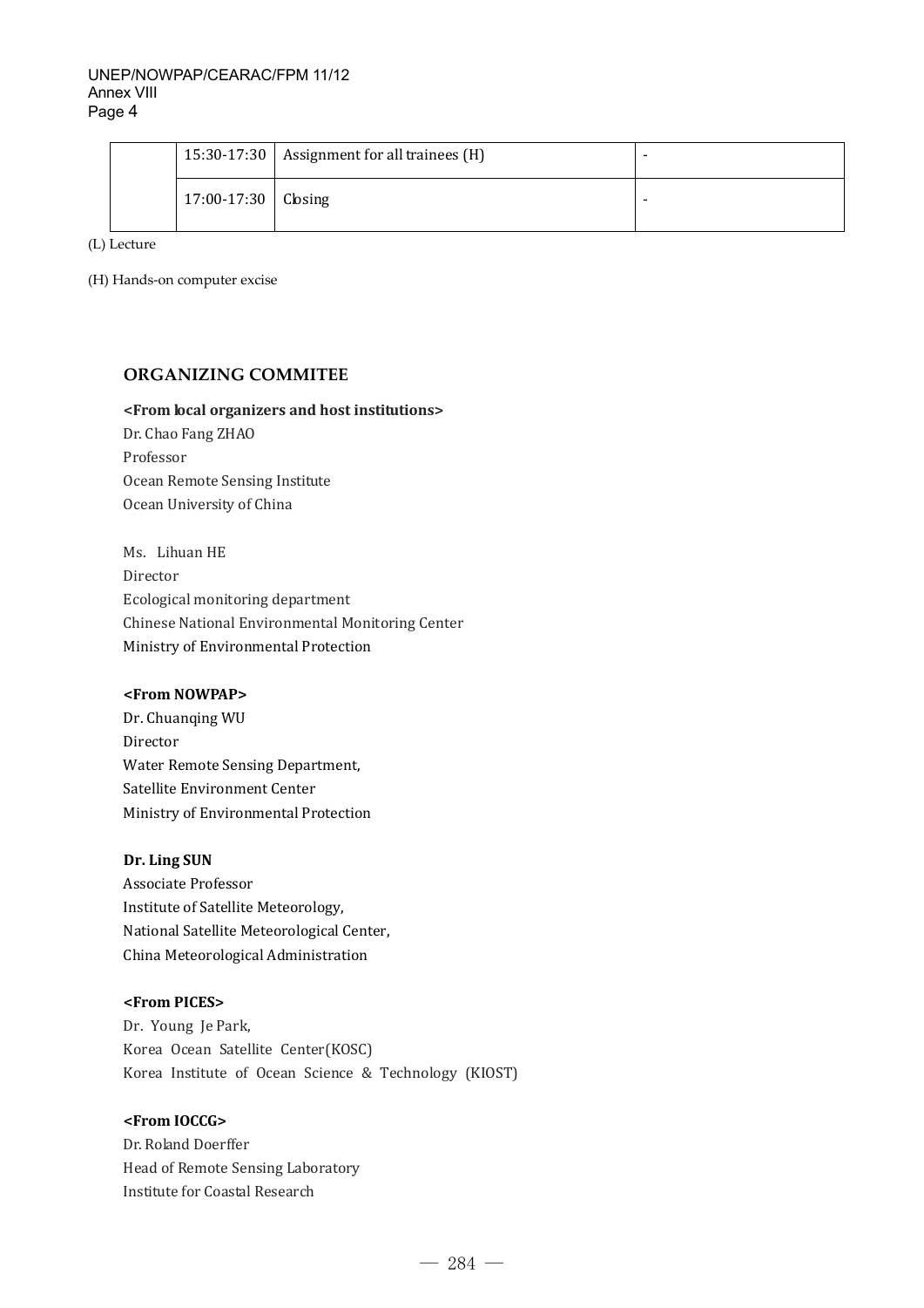|  | 15:30-17:30 | Assignment for all trainees (H) | - |
|---|---|---|---|
|  | 17:00-17:30 | Closing | - |

(L) Lecture

(H) Hands-on computer excise

## ORGANIZING COMMITEE

**<From local organizers and host institutions>**

Dr. Chao Fang ZHAO
Professor
Ocean Remote Sensing Institute
Ocean University of China

Ms. Lihuan HE
Director
Ecological monitoring department
Chinese National Environmental Monitoring Center
Ministry of Environmental Protection

**<From NOWPAP>**

Dr. Chuanqing WU
Director
Water Remote Sensing Department,
Satellite Environment Center
Ministry of Environmental Protection

**Dr. Ling SUN**
Associate Professor
Institute of Satellite Meteorology,
National Satellite Meteorological Center,
China Meteorological Administration

**<From PICES>**

Dr. Young Je Park,
Korea Ocean Satellite Center(KOSC)
Korea Institute of Ocean Science & Technology (KIOST)

**<From IOCCG>**

Dr. Roland Doerffer
Head of Remote Sensing Laboratory
Institute for Coastal Research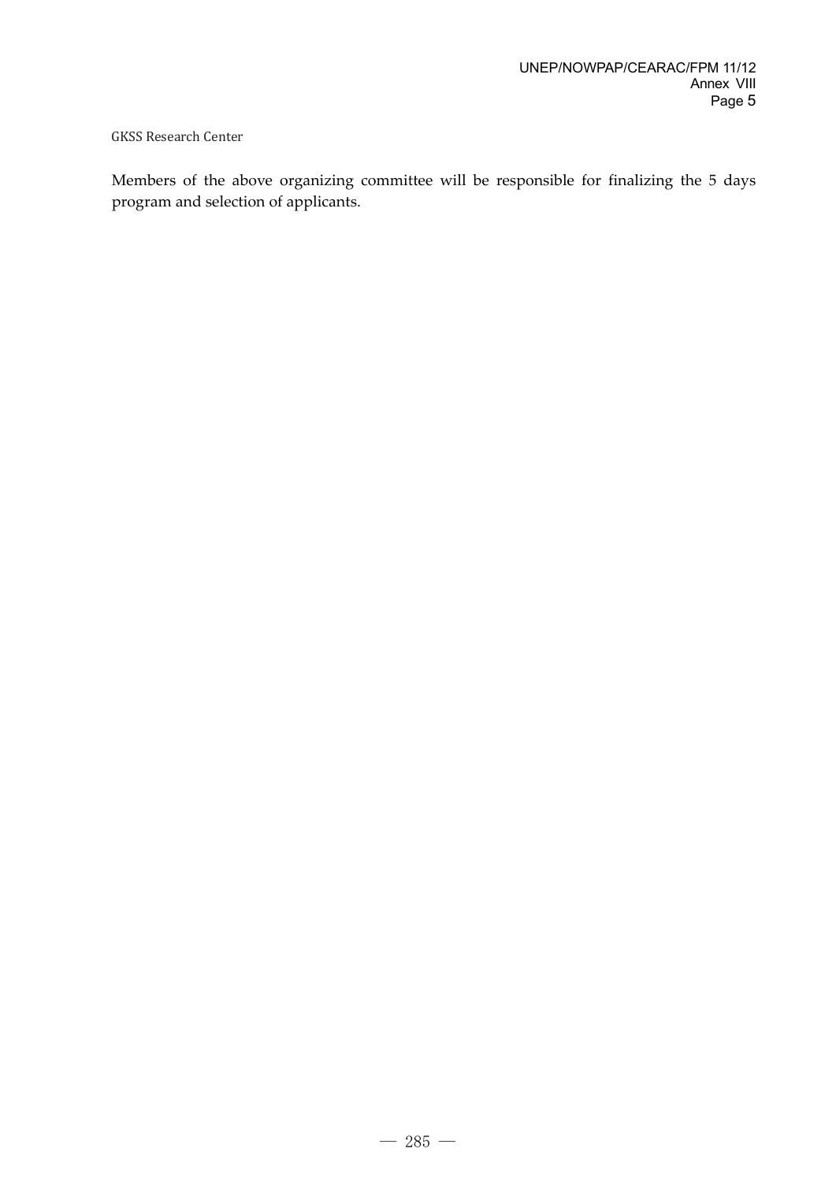GKSS Research Center

Members of the above organizing committee will be responsible for finalizing the 5 days program and selection of applicants.